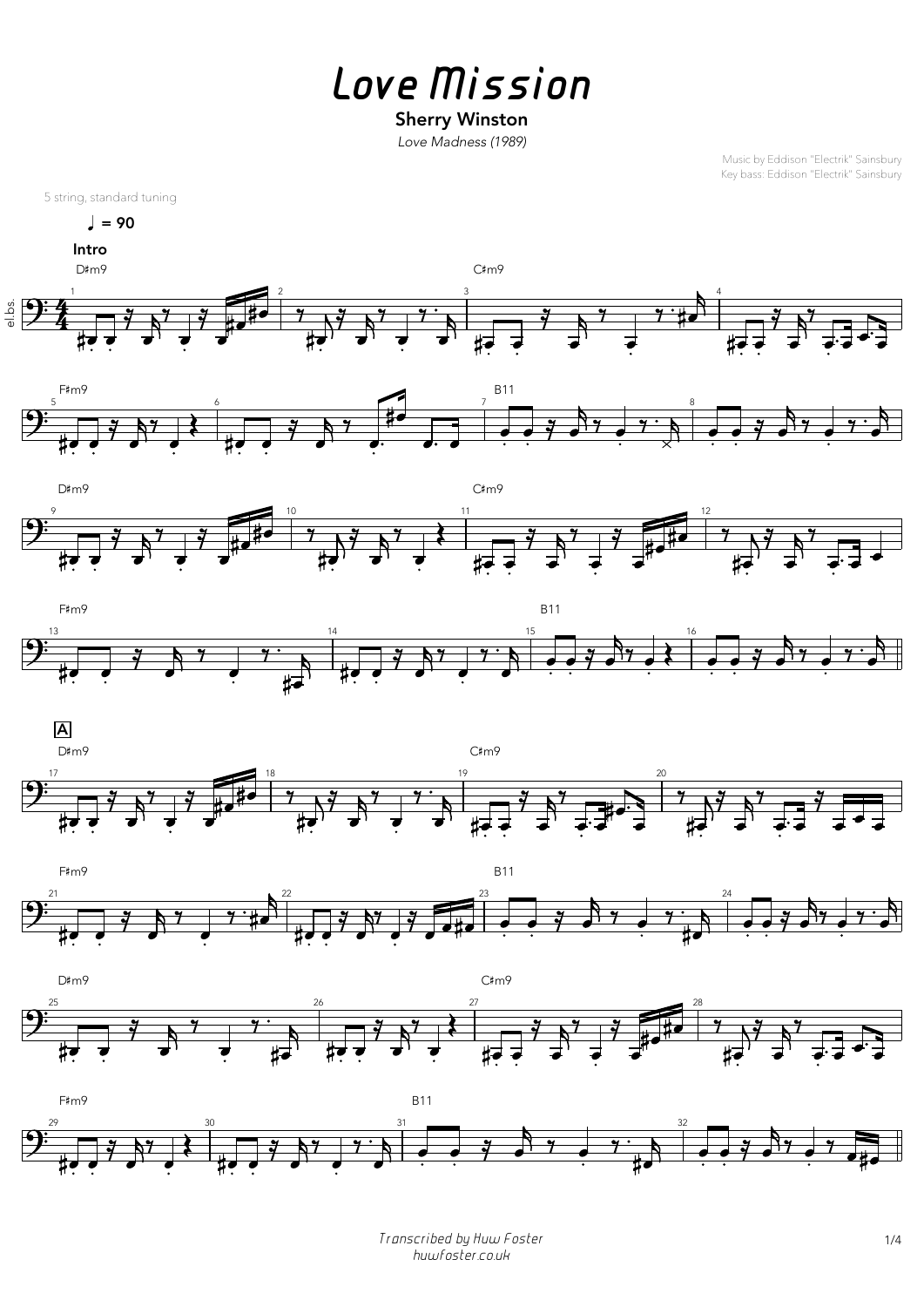# Love Mission

**Sherry Winston**

*Love Madness (1989)*

Music by Eddison "Electrik" Sainsbury
Key bass: Eddison "Electrik" Sainsbury

5 string, standard tuning

♩ = 90

**Intro**

D♯m9 | C♯m9 | F♯m9 | B11

**A**

D♯m9 | C♯m9 | F♯m9 | B11

*Transcribed by Huw Foster*
*huwfoster.co.uk*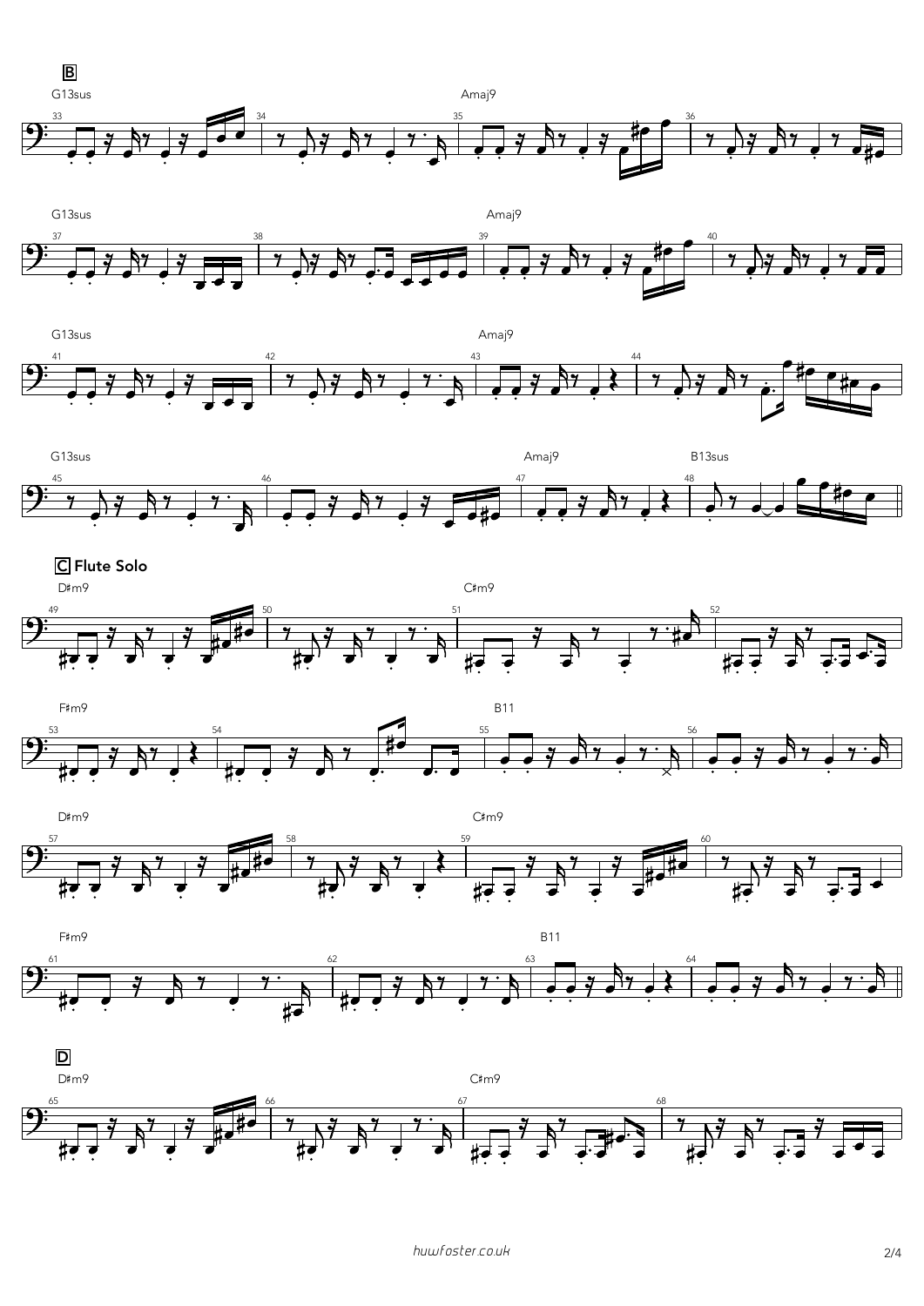**B**

G13sus | Amaj9

G13sus | Amaj9

G13sus | Amaj9

G13sus | Amaj9 | B13sus

**C Flute Solo**

D♯m9 | C♯m9

F♯m9 | B11

D♯m9 | C♯m9

F♯m9 | B11

**D**

D♯m9 | C♯m9

huwfoster.co.uk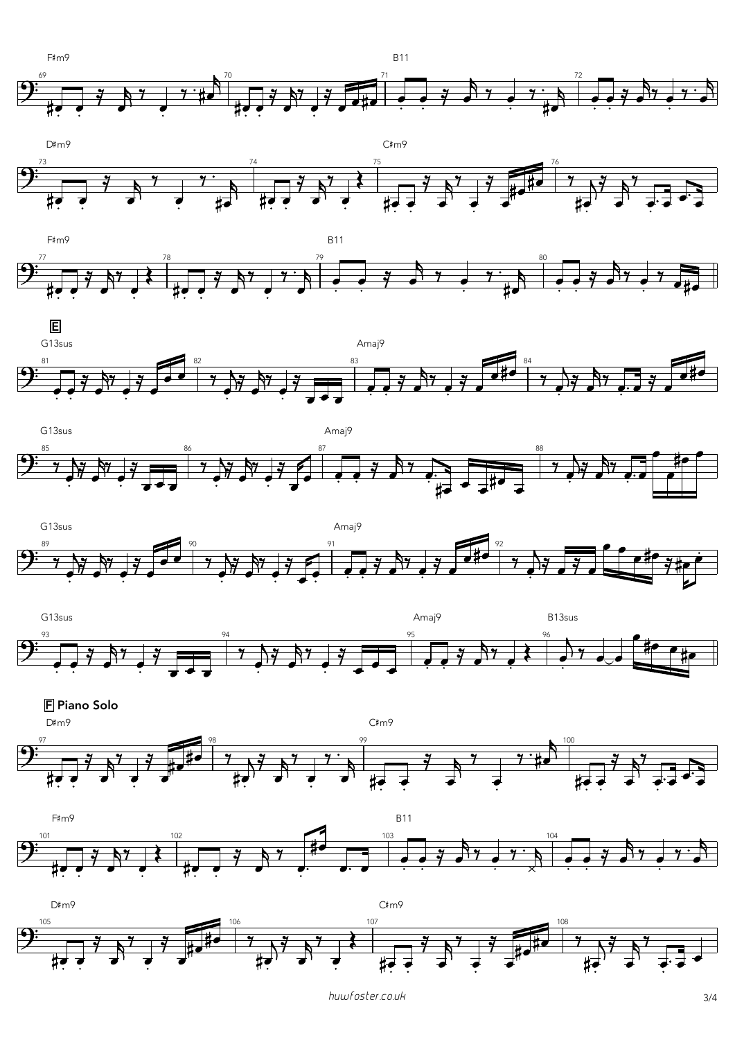**E**

**F** Piano Solo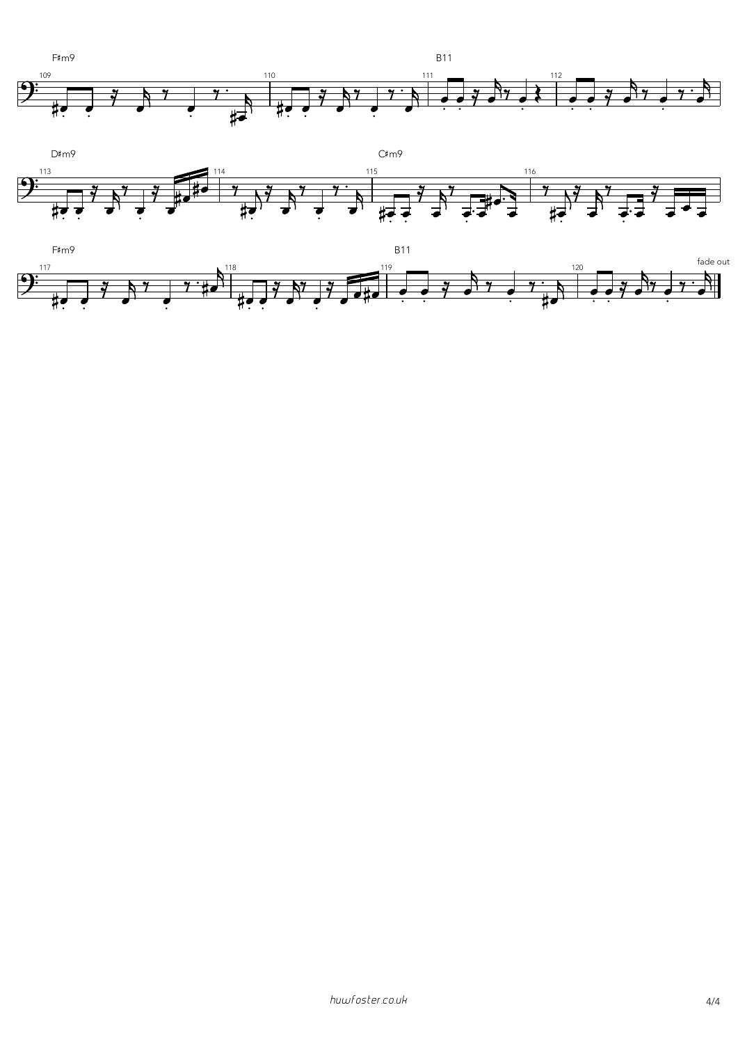F♯m9

B11

D♯m9

C♯m9

F♯m9

B11

fade out

*huwfoster.co.uk*